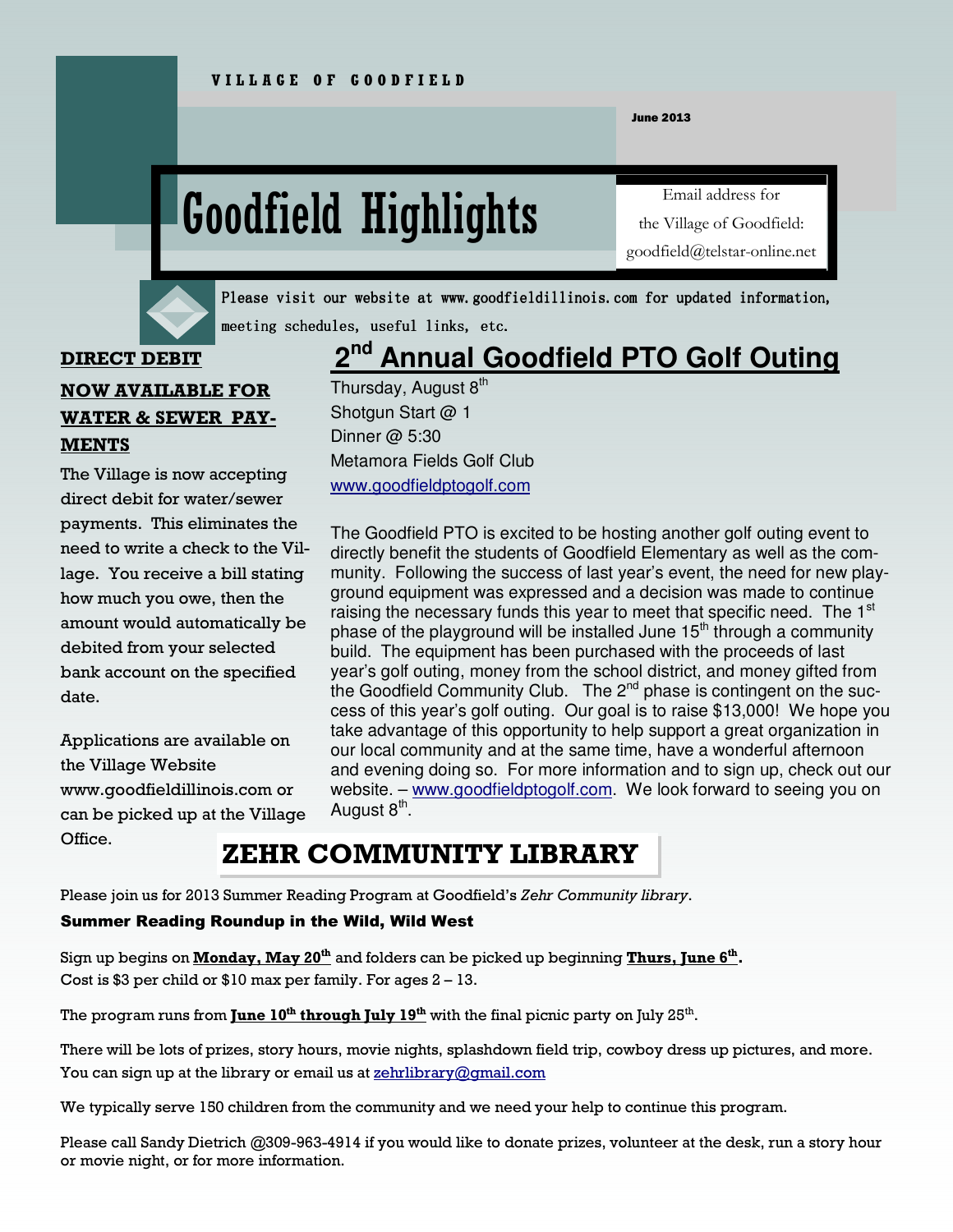VILLAGE OF GOODFIELD

June 2013

# Goodfield Highlights

Email address for the Village of Goodfield: goodfield@telstar-online.net

Please visit our website at www.goodfieldillinois.com for updated information, meeting schedules, useful links, etc.

## DIRECT DEBIT NOW AVAILABLE FOR WATER & SEWER PAYMENTS

The Village is now accepting direct debit for water/sewer payments. This eliminates the need to write a check to the Village. You receive a bill stating how much you owe, then the amount would automatically be debited from your selected bank account on the specified date.

Applications are available on the Village Website www.goodfieldillinois.com or can be picked up at the Village Office.

## 2nd Annual Goodfield PTO Golf Outing

Thursday, August 8th
Shotgun Start @ 1
Dinner @ 5:30
Metamora Fields Golf Club
www.goodfieldptogolf.com

The Goodfield PTO is excited to be hosting another golf outing event to directly benefit the students of Goodfield Elementary as well as the community. Following the success of last year's event, the need for new playground equipment was expressed and a decision was made to continue raising the necessary funds this year to meet that specific need. The 1st phase of the playground will be installed June 15th through a community build. The equipment has been purchased with the proceeds of last year's golf outing, money from the school district, and money gifted from the Goodfield Community Club. The 2nd phase is contingent on the success of this year's golf outing. Our goal is to raise $13,000! We hope you take advantage of this opportunity to help support a great organization in our local community and at the same time, have a wonderful afternoon and evening doing so. For more information and to sign up, check out our website. – www.goodfieldptogolf.com. We look forward to seeing you on August 8th.

## ZEHR COMMUNITY LIBRARY

Please join us for 2013 Summer Reading Program at Goodfield's *Zehr Community library*.

**Summer Reading Roundup in the Wild, Wild West**

Sign up begins on **Monday, May 20th** and folders can be picked up beginning **Thurs, June 6th**.
Cost is $3 per child or $10 max per family. For ages 2 – 13.

The program runs from **June 10th through July 19th** with the final picnic party on July 25th.

There will be lots of prizes, story hours, movie nights, splashdown field trip, cowboy dress up pictures, and more. You can sign up at the library or email us at zehrlibrary@gmail.com

We typically serve 150 children from the community and we need your help to continue this program.

Please call Sandy Dietrich @309-963-4914 if you would like to donate prizes, volunteer at the desk, run a story hour or movie night, or for more information.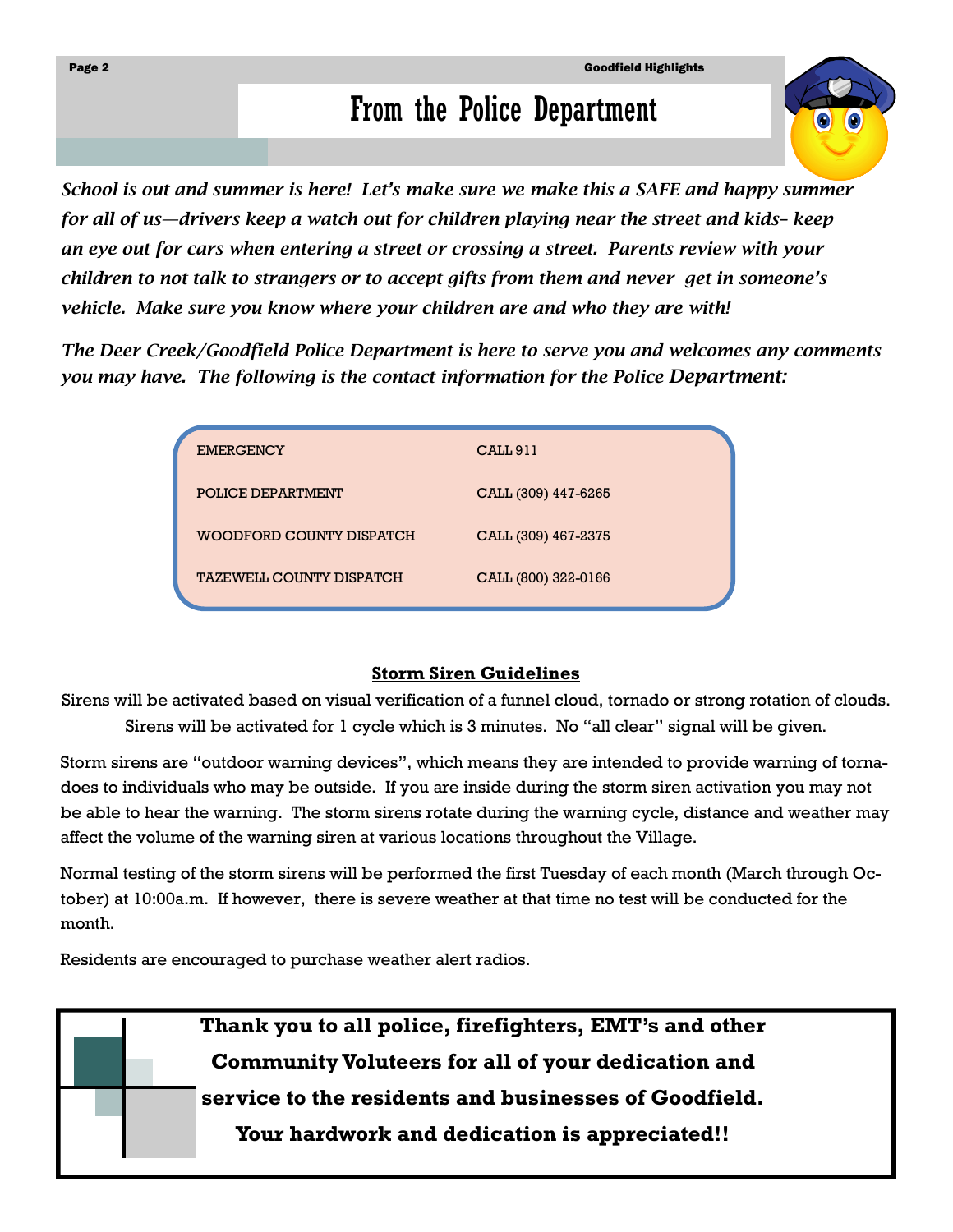# From the Police Department

*School is out and summer is here! Let's make sure we make this a SAFE and happy summer for all of us—drivers keep a watch out for children playing near the street and kids- keep an eye out for cars when entering a street or crossing a street. Parents review with your children to not talk to strangers or to accept gifts from them and never get in someone's vehicle. Make sure you know where your children are and who they are with!*

*The Deer Creek/Goodfield Police Department is here to serve you and welcomes any comments you may have. The following is the contact information for the Police Department:*

| | |
|---|---|
| EMERGENCY | CALL 911 |
| POLICE DEPARTMENT | CALL (309) 447-6265 |
| WOODFORD COUNTY DISPATCH | CALL (309) 467-2375 |
| TAZEWELL COUNTY DISPATCH | CALL (800) 322-0166 |

## Storm Siren Guidelines

Sirens will be activated based on visual verification of a funnel cloud, tornado or strong rotation of clouds. Sirens will be activated for 1 cycle which is 3 minutes. No "all clear" signal will be given.

Storm sirens are "outdoor warning devices", which means they are intended to provide warning of tornadoes to individuals who may be outside. If you are inside during the storm siren activation you may not be able to hear the warning. The storm sirens rotate during the warning cycle, distance and weather may affect the volume of the warning siren at various locations throughout the Village.

Normal testing of the storm sirens will be performed the first Tuesday of each month (March through October) at 10:00a.m. If however, there is severe weather at that time no test will be conducted for the month.

Residents are encouraged to purchase weather alert radios.

**Thank you to all police, firefighters, EMT's and other Community Voluteers for all of your dedication and service to the residents and businesses of Goodfield. Your hardwork and dedication is appreciated!!**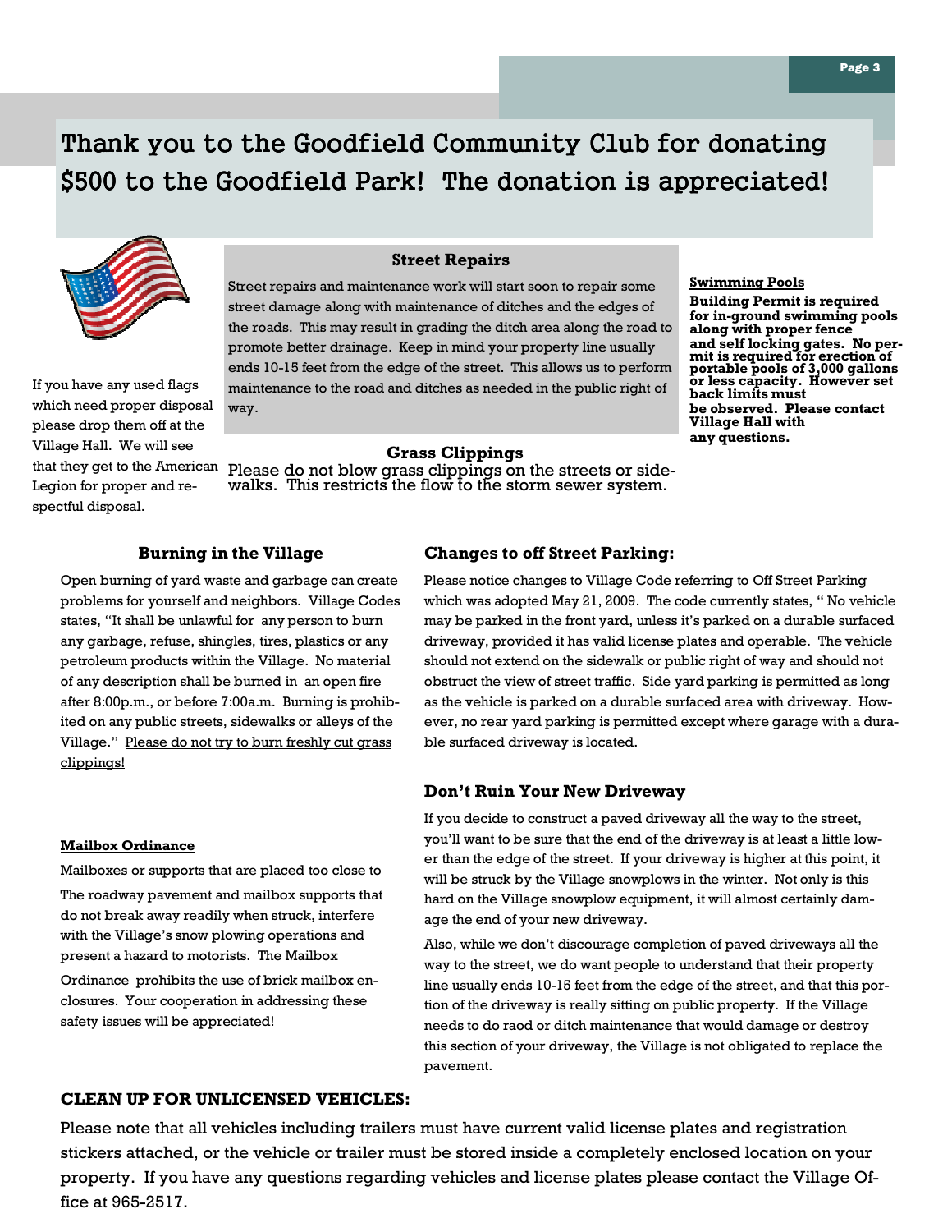# Thank you to the Goodfield Community Club for donating $500 to the Goodfield Park! The donation is appreciated!

If you have any used flags which need proper disposal please drop them off at the Village Hall. We will see that they get to the American Legion for proper and respectful disposal.

## Street Repairs

Street repairs and maintenance work will start soon to repair some street damage along with maintenance of ditches and the edges of the roads. This may result in grading the ditch area along the road to promote better drainage. Keep in mind your property line usually ends 10-15 feet from the edge of the street. This allows us to perform maintenance to the road and ditches as needed in the public right of way.

## Grass Clippings

Please do not blow grass clippings on the streets or sidewalks. This restricts the flow to the storm sewer system.

## Swimming Pools

**Building Permit is required for in-ground swimming pools along with proper fence and self locking gates. No permit is required for erection of portable pools of 3,000 gallons or less capacity. However set back limits must be observed. Please contact Village Hall with any questions.**

## Burning in the Village

Open burning of yard waste and garbage can create problems for yourself and neighbors. Village Codes states, "It shall be unlawful for any person to burn any garbage, refuse, shingles, tires, plastics or any petroleum products within the Village. No material of any description shall be burned in an open fire after 8:00p.m., or before 7:00a.m. Burning is prohibited on any public streets, sidewalks or alleys of the Village." Please do not try to burn freshly cut grass clippings!

## Mailbox Ordinance

Mailboxes or supports that are placed too close to The roadway pavement and mailbox supports that do not break away readily when struck, interfere with the Village's snow plowing operations and present a hazard to motorists. The Mailbox Ordinance prohibits the use of brick mailbox enclosures. Your cooperation in addressing these safety issues will be appreciated!

## Changes to off Street Parking:

Please notice changes to Village Code referring to Off Street Parking which was adopted May 21, 2009. The code currently states, " No vehicle may be parked in the front yard, unless it's parked on a durable surfaced driveway, provided it has valid license plates and operable. The vehicle should not extend on the sidewalk or public right of way and should not obstruct the view of street traffic. Side yard parking is permitted as long as the vehicle is parked on a durable surfaced area with driveway. However, no rear yard parking is permitted except where garage with a durable surfaced driveway is located.

## Don't Ruin Your New Driveway

If you decide to construct a paved driveway all the way to the street, you'll want to be sure that the end of the driveway is at least a little lower than the edge of the street. If your driveway is higher at this point, it will be struck by the Village snowplows in the winter. Not only is this hard on the Village snowplow equipment, it will almost certainly damage the end of your new driveway.

Also, while we don't discourage completion of paved driveways all the way to the street, we do want people to understand that their property line usually ends 10-15 feet from the edge of the street, and that this portion of the driveway is really sitting on public property. If the Village needs to do raod or ditch maintenance that would damage or destroy this section of your driveway, the Village is not obligated to replace the pavement.

## CLEAN UP FOR UNLICENSED VEHICLES:

Please note that all vehicles including trailers must have current valid license plates and registration stickers attached, or the vehicle or trailer must be stored inside a completely enclosed location on your property. If you have any questions regarding vehicles and license plates please contact the Village Office at 965-2517.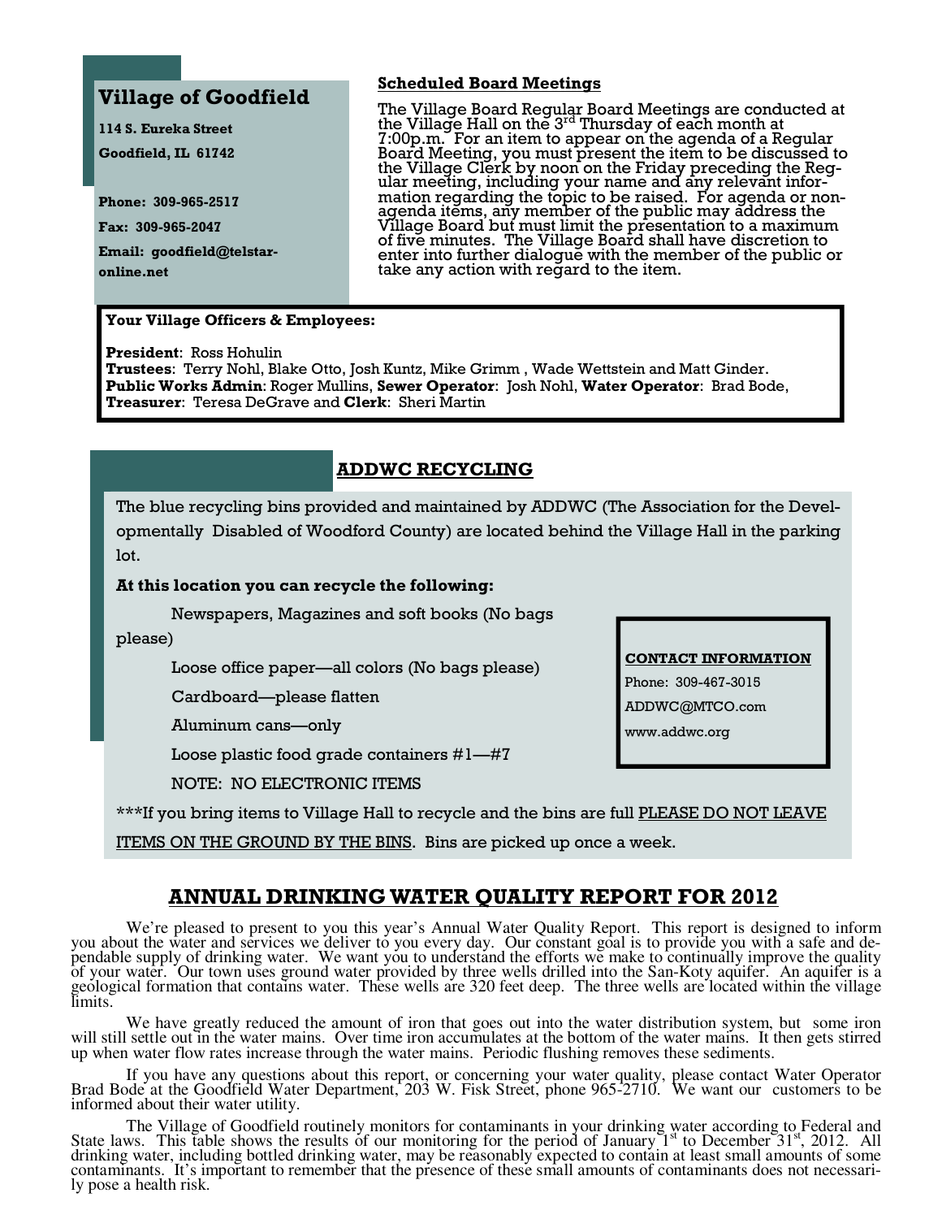## Village of Goodfield

**114 S. Eureka Street**

**Goodfield, IL 61742**

**Phone: 309-965-2517**

**Fax: 309-965-2047**

**Email: goodfield@telstar-online.net**

### Scheduled Board Meetings

The Village Board Regular Board Meetings are conducted at the Village Hall on the 3rd Thursday of each month at 7:00p.m. For an item to appear on the agenda of a Regular Board Meeting, you must present the item to be discussed to the Village Clerk by noon on the Friday preceding the Regular meeting, including your name and any relevant information regarding the topic to be raised. For agenda or non-agenda items, any member of the public may address the Village Board but must limit the presentation to a maximum of five minutes. The Village Board shall have discretion to enter into further dialogue with the member of the public or take any action with regard to the item.

**Your Village Officers & Employees:**

**President**: Ross Hohulin
**Trustees**: Terry Nohl, Blake Otto, Josh Kuntz, Mike Grimm , Wade Wettstein and Matt Ginder.
**Public Works Admin**: Roger Mullins, **Sewer Operator**: Josh Nohl, **Water Operator**: Brad Bode,
**Treasurer**: Teresa DeGrave and **Clerk**: Sheri Martin

## ADDWC RECYCLING

The blue recycling bins provided and maintained by ADDWC (The Association for the Developmentally Disabled of Woodford County) are located behind the Village Hall in the parking lot.

**At this location you can recycle the following:**

Newspapers, Magazines and soft books (No bags please)

Loose office paper—all colors (No bags please)

Cardboard—please flatten

Aluminum cans—only

Loose plastic food grade containers #1—#7

NOTE: NO ELECTRONIC ITEMS

***If you bring items to Village Hall to recycle and the bins are full PLEASE DO NOT LEAVE ITEMS ON THE GROUND BY THE BINS. Bins are picked up once a week.

**CONTACT INFORMATION**

Phone: 309-467-3015

ADDWC@MTCO.com

www.addwc.org

## ANNUAL DRINKING WATER QUALITY REPORT FOR 2012

We're pleased to present to you this year's Annual Water Quality Report. This report is designed to inform you about the water and services we deliver to you every day. Our constant goal is to provide you with a safe and dependable supply of drinking water. We want you to understand the efforts we make to continually improve the quality of your water. Our town uses ground water provided by three wells drilled into the San-Koty aquifer. An aquifer is a geological formation that contains water. These wells are 320 feet deep. The three wells are located within the village limits.

We have greatly reduced the amount of iron that goes out into the water distribution system, but some iron will still settle out in the water mains. Over time iron accumulates at the bottom of the water mains. It then gets stirred up when water flow rates increase through the water mains. Periodic flushing removes these sediments.

If you have any questions about this report, or concerning your water quality, please contact Water Operator Brad Bode at the Goodfield Water Department, 203 W. Fisk Street, phone 965-2710. We want our customers to be informed about their water utility.

The Village of Goodfield routinely monitors for contaminants in your drinking water according to Federal and State laws. This table shows the results of our monitoring for the period of January 1st to December 31st, 2012. All drinking water, including bottled drinking water, may be reasonably expected to contain at least small amounts of some contaminants. It's important to remember that the presence of these small amounts of contaminants does not necessarily pose a health risk.